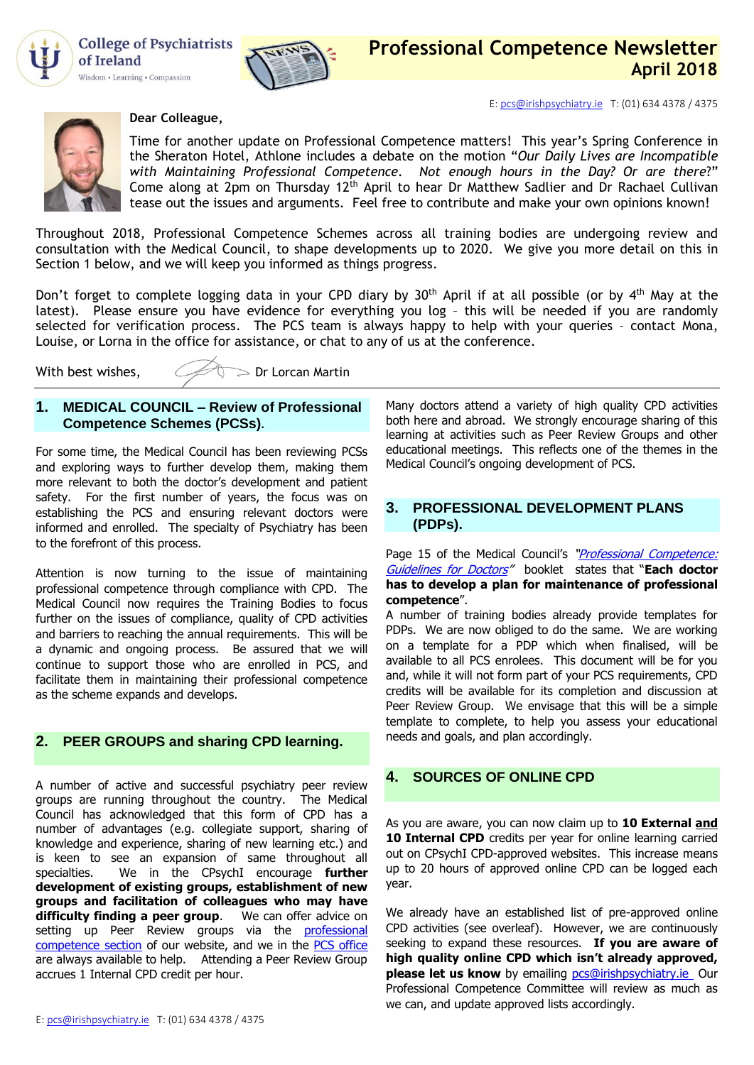College of Psychiatrists of Ireland
Wisdom • Learning • Compassion

# Professional Competence Newsletter
## April 2018

E: pcs@irishpsychiatry.ie T: (01) 634 4378 / 4375

**Dear Colleague,**

Time for another update on Professional Competence matters! This year's Spring Conference in the Sheraton Hotel, Athlone includes a debate on the motion "*Our Daily Lives are Incompatible with Maintaining Professional Competence. Not enough hours in the Day? Or are there*?" Come along at 2pm on Thursday 12th April to hear Dr Matthew Sadlier and Dr Rachael Cullivan tease out the issues and arguments. Feel free to contribute and make your own opinions known!

Throughout 2018, Professional Competence Schemes across all training bodies are undergoing review and consultation with the Medical Council, to shape developments up to 2020. We give you more detail on this in Section 1 below, and we will keep you informed as things progress.

Don't forget to complete logging data in your CPD diary by 30th April if at all possible (or by 4th May at the latest). Please ensure you have evidence for everything you log – this will be needed if you are randomly selected for verification process. The PCS team is always happy to help with your queries – contact Mona, Louise, or Lorna in the office for assistance, or chat to any of us at the conference.

With best wishes, Dr Lorcan Martin

## 1. MEDICAL COUNCIL – Review of Professional Competence Schemes (PCSs).

For some time, the Medical Council has been reviewing PCSs and exploring ways to further develop them, making them more relevant to both the doctor's development and patient safety. For the first number of years, the focus was on establishing the PCS and ensuring relevant doctors were informed and enrolled. The specialty of Psychiatry has been to the forefront of this process.

Attention is now turning to the issue of maintaining professional competence through compliance with CPD. The Medical Council now requires the Training Bodies to focus further on the issues of compliance, quality of CPD activities and barriers to reaching the annual requirements. This will be a dynamic and ongoing process. Be assured that we will continue to support those who are enrolled in PCS, and facilitate them in maintaining their professional competence as the scheme expands and develops.

## 2. PEER GROUPS and sharing CPD learning.

A number of active and successful psychiatry peer review groups are running throughout the country. The Medical Council has acknowledged that this form of CPD has a number of advantages (e.g. collegiate support, sharing of knowledge and experience, sharing of new learning etc.) and is keen to see an expansion of same throughout all specialties. We in the CPsychI encourage **further development of existing groups, establishment of new groups and facilitation of colleagues who may have difficulty finding a peer group**. We can offer advice on setting up Peer Review groups via the professional competence section of our website, and we in the PCS office are always available to help. Attending a Peer Review Group accrues 1 Internal CPD credit per hour.

Many doctors attend a variety of high quality CPD activities both here and abroad. We strongly encourage sharing of this learning at activities such as Peer Review Groups and other educational meetings. This reflects one of the themes in the Medical Council's ongoing development of PCS.

## 3. PROFESSIONAL DEVELOPMENT PLANS (PDPs).

Page 15 of the Medical Council's *"Professional Competence: Guidelines for Doctors"* booklet states that "**Each doctor has to develop a plan for maintenance of professional competence**".

A number of training bodies already provide templates for PDPs. We are now obliged to do the same. We are working on a template for a PDP which when finalised, will be available to all PCS enrolees. This document will be for you and, while it will not form part of your PCS requirements, CPD credits will be available for its completion and discussion at Peer Review Group. We envisage that this will be a simple template to complete, to help you assess your educational needs and goals, and plan accordingly.

## 4. SOURCES OF ONLINE CPD

As you are aware, you can now claim up to **10 External and 10 Internal CPD** credits per year for online learning carried out on CPsychI CPD-approved websites. This increase means up to 20 hours of approved online CPD can be logged each year.

We already have an established list of pre-approved online CPD activities (see overleaf). However, we are continuously seeking to expand these resources. **If you are aware of high quality online CPD which isn't already approved, please let us know** by emailing pcs@irishpsychiatry.ie Our Professional Competence Committee will review as much as we can, and update approved lists accordingly.

E: pcs@irishpsychiatry.ie T: (01) 634 4378 / 4375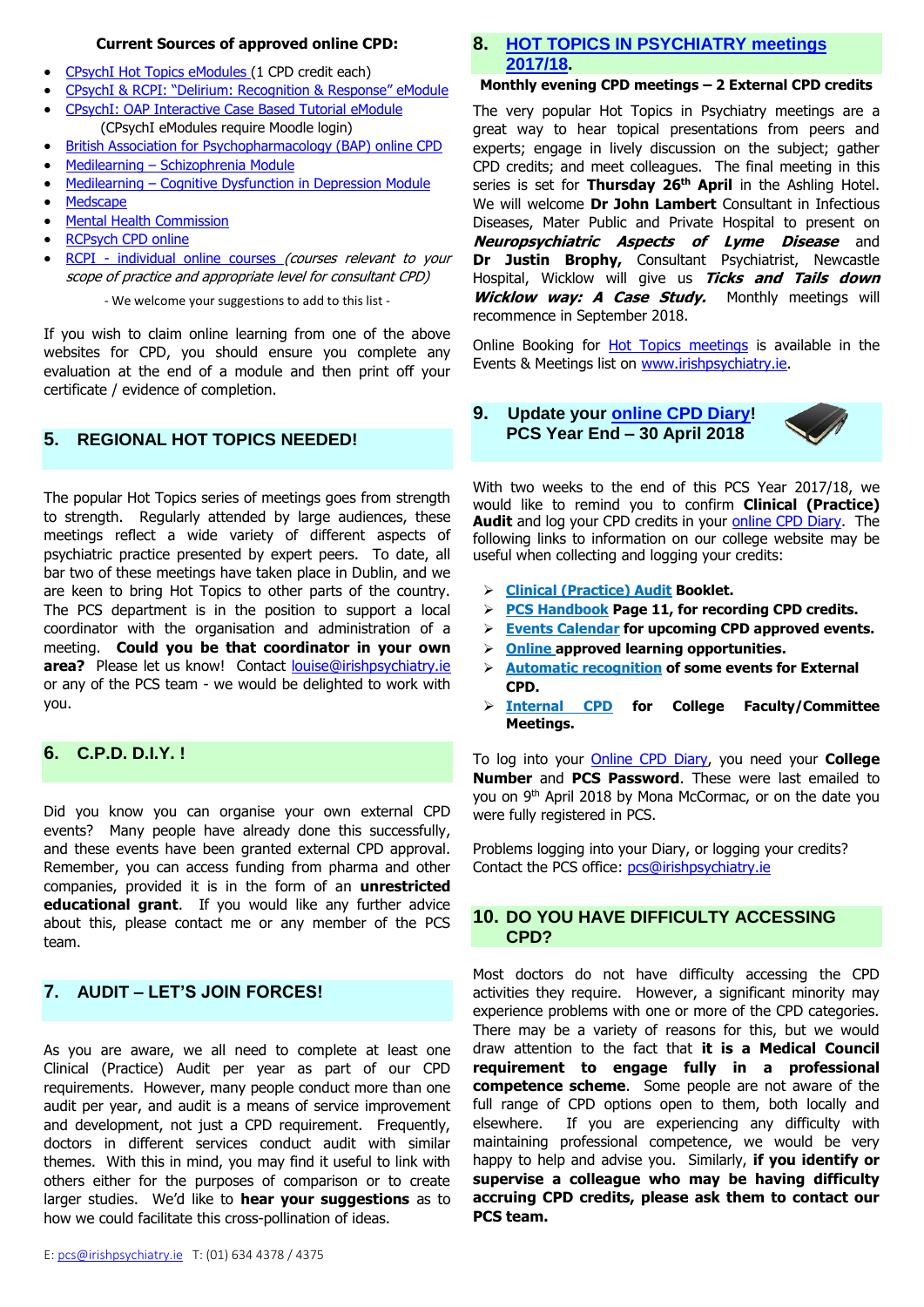**Current Sources of approved online CPD:**

- CPsychI Hot Topics eModules (1 CPD credit each)
- CPsychI & RCPI: "Delirium: Recognition & Response" eModule
- CPsychI: OAP Interactive Case Based Tutorial eModule
  (CPsychI eModules require Moodle login)
- British Association for Psychopharmacology (BAP) online CPD
- Medilearning – Schizophrenia Module
- Medilearning – Cognitive Dysfunction in Depression Module
- Medscape
- Mental Health Commission
- RCPsych CPD online
- RCPI - individual online courses *(courses relevant to your scope of practice and appropriate level for consultant CPD)*

- We welcome your suggestions to add to this list -

If you wish to claim online learning from one of the above websites for CPD, you should ensure you complete any evaluation at the end of a module and then print off your certificate / evidence of completion.

## 5. REGIONAL HOT TOPICS NEEDED!

The popular Hot Topics series of meetings goes from strength to strength. Regularly attended by large audiences, these meetings reflect a wide variety of different aspects of psychiatric practice presented by expert peers. To date, all bar two of these meetings have taken place in Dublin, and we are keen to bring Hot Topics to other parts of the country. The PCS department is in the position to support a local coordinator with the organisation and administration of a meeting. **Could you be that coordinator in your own area?** Please let us know! Contact louise@irishpsychiatry.ie or any of the PCS team - we would be delighted to work with you.

## 6. C.P.D. D.I.Y. !

Did you know you can organise your own external CPD events? Many people have already done this successfully, and these events have been granted external CPD approval. Remember, you can access funding from pharma and other companies, provided it is in the form of an **unrestricted educational grant**. If you would like any further advice about this, please contact me or any member of the PCS team.

## 7. AUDIT – LET'S JOIN FORCES!

As you are aware, we all need to complete at least one Clinical (Practice) Audit per year as part of our CPD requirements. However, many people conduct more than one audit per year, and audit is a means of service improvement and development, not just a CPD requirement. Frequently, doctors in different services conduct audit with similar themes. With this in mind, you may find it useful to link with others either for the purposes of comparison or to create larger studies. We'd like to **hear your suggestions** as to how we could facilitate this cross-pollination of ideas.

## 8. HOT TOPICS IN PSYCHIATRY meetings 2017/18.

**Monthly evening CPD meetings – 2 External CPD credits**

The very popular Hot Topics in Psychiatry meetings are a great way to hear topical presentations from peers and experts; engage in lively discussion on the subject; gather CPD credits; and meet colleagues. The final meeting in this series is set for **Thursday 26th April** in the Ashling Hotel. We will welcome **Dr John Lambert** Consultant in Infectious Diseases, Mater Public and Private Hospital to present on ***Neuropsychiatric Aspects of Lyme Disease*** and **Dr Justin Brophy,** Consultant Psychiatrist, Newcastle Hospital, Wicklow will give us ***Ticks and Tails down Wicklow way: A Case Study.*** Monthly meetings will recommence in September 2018.

Online Booking for Hot Topics meetings is available in the Events & Meetings list on www.irishpsychiatry.ie.

## 9. Update your online CPD Diary! PCS Year End – 30 April 2018

With two weeks to the end of this PCS Year 2017/18, we would like to remind you to confirm **Clinical (Practice) Audit** and log your CPD credits in your online CPD Diary. The following links to information on our college website may be useful when collecting and logging your credits:

- **Clinical (Practice) Audit Booklet.**
- **PCS Handbook Page 11, for recording CPD credits.**
- **Events Calendar for upcoming CPD approved events.**
- **Online approved learning opportunities.**
- **Automatic recognition of some events for External CPD.**
- **Internal CPD for College Faculty/Committee Meetings.**

To log into your Online CPD Diary, you need your **College Number** and **PCS Password**. These were last emailed to you on 9th April 2018 by Mona McCormac, or on the date you were fully registered in PCS.

Problems logging into your Diary, or logging your credits? Contact the PCS office: pcs@irishpsychiatry.ie

## 10. DO YOU HAVE DIFFICULTY ACCESSING CPD?

Most doctors do not have difficulty accessing the CPD activities they require. However, a significant minority may experience problems with one or more of the CPD categories. There may be a variety of reasons for this, but we would draw attention to the fact that **it is a Medical Council requirement to engage fully in a professional competence scheme**. Some people are not aware of the full range of CPD options open to them, both locally and elsewhere. If you are experiencing any difficulty with maintaining professional competence, we would be very happy to help and advise you. Similarly, **if you identify or supervise a colleague who may be having difficulty accruing CPD credits, please ask them to contact our PCS team.**

E: pcs@irishpsychiatry.ie T: (01) 634 4378 / 4375